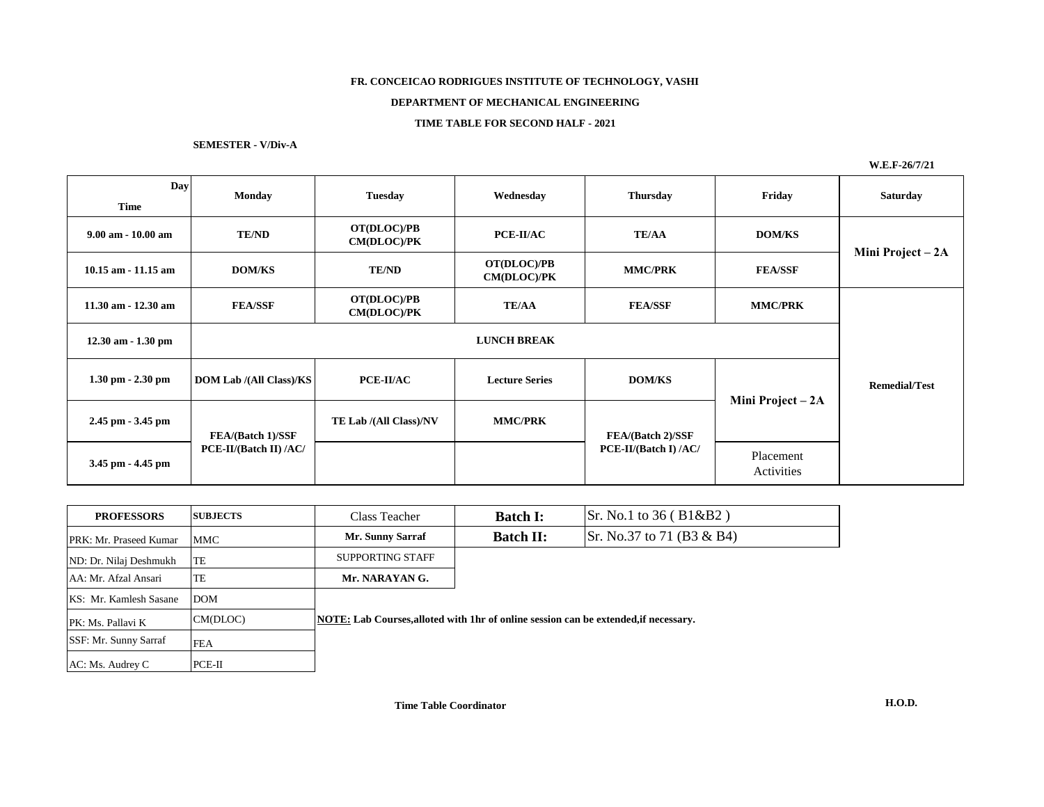**FR. CONCEICAO RODRIGUES INSTITUTE OF TECHNOLOGY, VASHI**

**DEPARTMENT OF MECHANICAL ENGINEERING**

**TIME TABLE FOR SECOND HALF - 2021**

**SEMESTER - V/Div-A**

**W.E.F-26/7/21**

| Day / Time | Monday | Tuesday | Wednesday | Thursday | Friday | Saturday |
|---|---|---|---|---|---|---|
| 9.00 am - 10.00 am | TE/ND | OT(DLOC)/PB CM(DLOC)/PK | PCE-II/AC | TE/AA | DOM/KS | Mini Project – 2A |
| 10.15 am - 11.15 am | DOM/KS | TE/ND | OT(DLOC)/PB CM(DLOC)/PK | MMC/PRK | FEA/SSF | |
| 11.30 am - 12.30 am | FEA/SSF | OT(DLOC)/PB CM(DLOC)/PK | TE/AA | FEA/SSF | MMC/PRK | Remedial/Test |
| 12.30 am - 1.30 pm | LUNCH BREAK | | | | | |
| 1.30 pm - 2.30 pm | DOM Lab /(All Class)/KS | PCE-II/AC | Lecture Series | DOM/KS | Mini Project – 2A | |
| 2.45 pm - 3.45 pm | FEA/(Batch 1)/SSF PCE-II/(Batch II) /AC/ | TE Lab /(All Class)/NV | MMC/PRK | FEA/(Batch 2)/SSF PCE-II/(Batch I) /AC/ | | |
| 3.45 pm - 4.45 pm | | | | | Placement Activities | |

| PROFESSORS | SUBJECTS |
|---|---|
| PRK: Mr. Praseed Kumar | MMC |
| ND: Dr. Nilaj Deshmukh | TE |
| AA: Mr. Afzal Ansari | TE |
| KS: Mr. Kamlesh Sasane | DOM |
| PK: Ms. Pallavi K | CM(DLOC) |
| SSF: Mr. Sunny Sarraf | FEA |
| AC: Ms. Audrey C | PCE-II |

Class Teacher
**Mr. Sunny Sarraf**

SUPPORTING STAFF
**Mr. NARAYAN G.**

| | |
|---|---|
| **Batch I:** | Sr. No.1 to 36 ( B1&B2 ) |
| **Batch II:** | Sr. No.37 to 71 (B3 & B4) |

**NOTE: Lab Courses,alloted with 1hr of online session can be extended,if necessary.**

**Time Table Coordinator** **H.O.D.**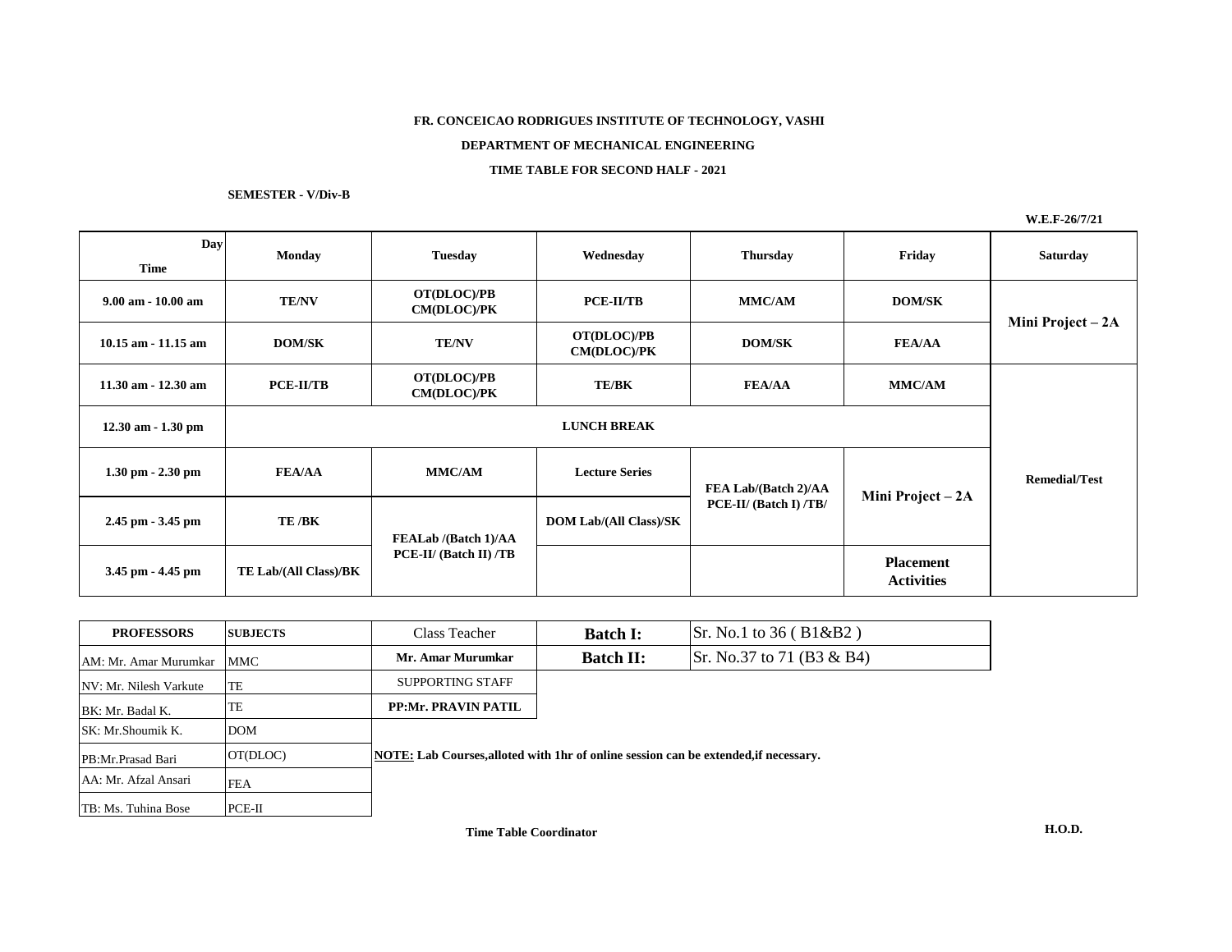**FR. CONCEICAO RODRIGUES INSTITUTE OF TECHNOLOGY, VASHI**

**DEPARTMENT OF MECHANICAL ENGINEERING**

**TIME TABLE FOR SECOND HALF - 2021**

**SEMESTER - V/Div-B**

**W.E.F-26/7/21**

| Day / Time | Monday | Tuesday | Wednesday | Thursday | Friday | Saturday |
|---|---|---|---|---|---|---|
| 9.00 am - 10.00 am | TE/NV | OT(DLOC)/PB CM(DLOC)/PK | PCE-II/TB | MMC/AM | DOM/SK | Mini Project – 2A |
| 10.15 am - 11.15 am | DOM/SK | TE/NV | OT(DLOC)/PB CM(DLOC)/PK | DOM/SK | FEA/AA | |
| 11.30 am - 12.30 am | PCE-II/TB | OT(DLOC)/PB CM(DLOC)/PK | TE/BK | FEA/AA | MMC/AM | Remedial/Test |
| 12.30 am - 1.30 pm | LUNCH BREAK | | | | | |
| 1.30 pm - 2.30 pm | FEA/AA | MMC/AM | Lecture Series | FEA Lab/(Batch 2)/AA PCE-II/ (Batch I) /TB/ | Mini Project – 2A | |
| 2.45 pm - 3.45 pm | TE /BK | FEALab /(Batch 1)/AA PCE-II/ (Batch II) /TB | DOM Lab/(All Class)/SK | | | |
| 3.45 pm - 4.45 pm | TE Lab/(All Class)/BK | | | | Placement Activities | |

| PROFESSORS | SUBJECTS |
|---|---|
| AM: Mr. Amar Murumkar | MMC |
| NV: Mr. Nilesh Varkute | TE |
| BK: Mr. Badal K. | TE |
| SK: Mr.Shoumik K. | DOM |
| PB:Mr.Prasad Bari | OT(DLOC) |
| AA: Mr. Afzal Ansari | FEA |
| TB: Ms. Tuhina Bose | PCE-II |

| Class Teacher |
|---|
| **Mr. Amar Murumkar** |
| SUPPORTING STAFF |
| **PP:Mr. PRAVIN PATIL** |

| | |
|---|---|
| **Batch I:** | Sr. No.1 to 36 ( B1&B2 ) |
| **Batch II:** | Sr. No.37 to 71 (B3 & B4) |

**NOTE: Lab Courses,alloted with 1hr of online session can be extended,if necessary.**

**Time Table Coordinator** **H.O.D.**